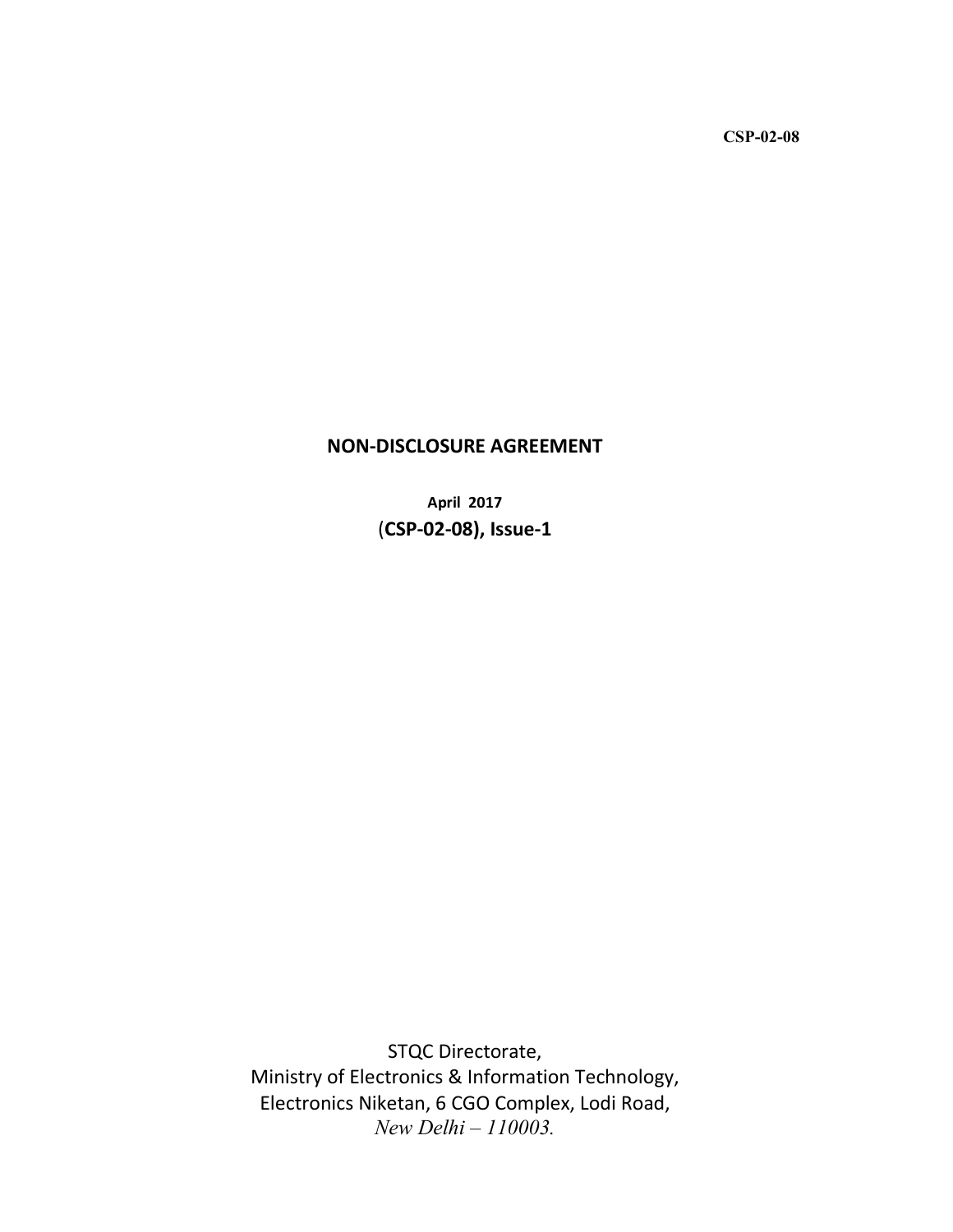CSP-02-08

# NON-DISCLOSURE AGREEMENT

**April 2017**

(**CSP-02-08), Issue-1**

STQC Directorate,
Ministry of Electronics & Information Technology,
Electronics Niketan, 6 CGO Complex, Lodi Road,
*New Delhi – 110003.*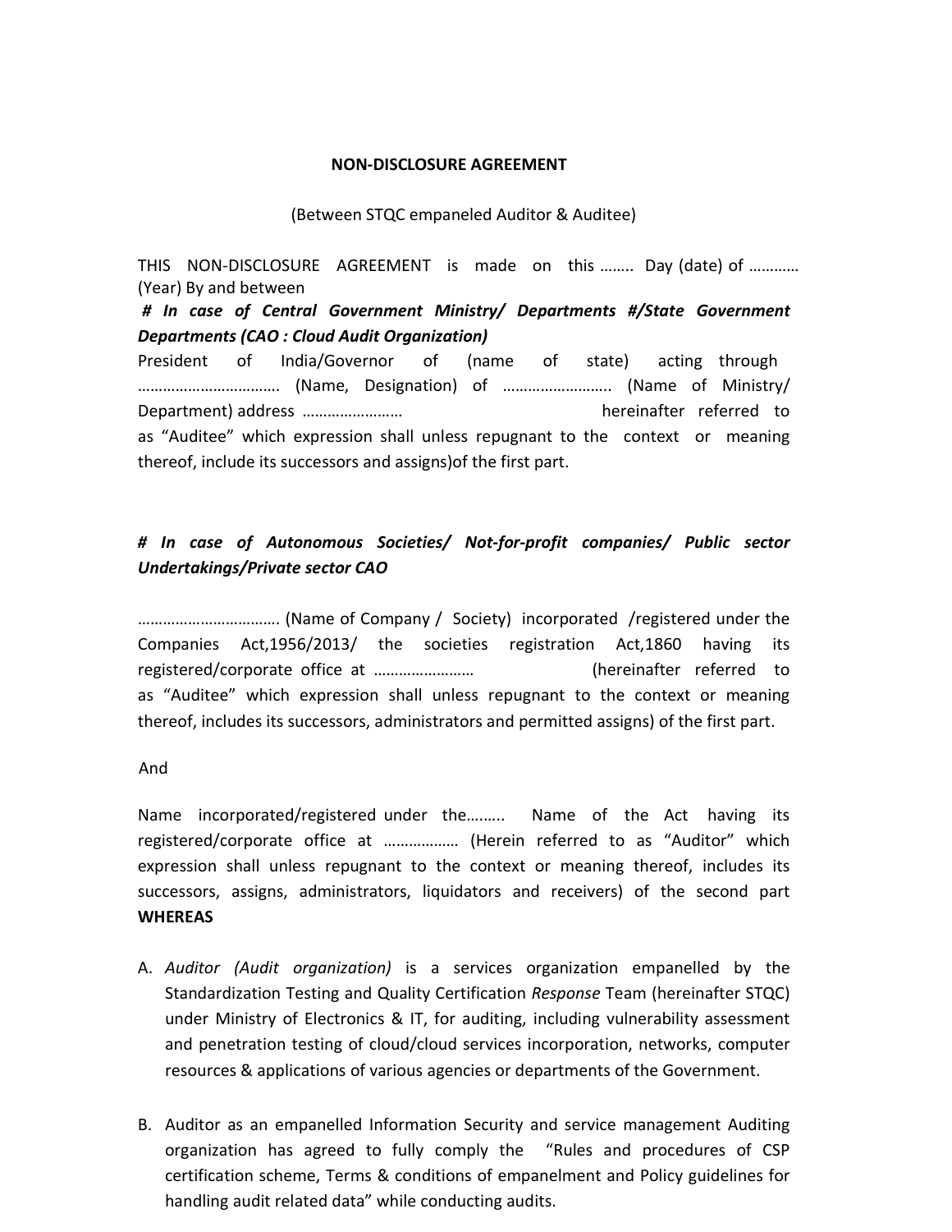**NON-DISCLOSURE AGREEMENT**

(Between STQC empaneled Auditor & Auditee)

THIS NON-DISCLOSURE AGREEMENT is made on this …….. Day (date) of ………… (Year) By and between

***# In case of Central Government Ministry/ Departments #/State Government Departments (CAO : Cloud Audit Organization)***

President of India/Governor of (name of state) acting through ……………………………. (Name, Designation) of …………………….. (Name of Ministry/ Department) address …………………… hereinafter referred to as "Auditee" which expression shall unless repugnant to the context or meaning thereof, include its successors and assigns)of the first part.

***# In case of Autonomous Societies/ Not-for-profit companies/ Public sector Undertakings/Private sector CAO***

……………………………. (Name of Company / Society) incorporated /registered under the Companies Act,1956/2013/ the societies registration Act,1860 having its registered/corporate office at …………………… (hereinafter referred to as "Auditee" which expression shall unless repugnant to the context or meaning thereof, includes its successors, administrators and permitted assigns) of the first part.

And

Name incorporated/registered under the…….. Name of the Act having its registered/corporate office at ……………… (Herein referred to as "Auditor" which expression shall unless repugnant to the context or meaning thereof, includes its successors, assigns, administrators, liquidators and receivers) of the second part **WHEREAS**

A. *Auditor (Audit organization)* is a services organization empanelled by the Standardization Testing and Quality Certification *Response* Team (hereinafter STQC) under Ministry of Electronics & IT, for auditing, including vulnerability assessment and penetration testing of cloud/cloud services incorporation, networks, computer resources & applications of various agencies or departments of the Government.

B. Auditor as an empanelled Information Security and service management Auditing organization has agreed to fully comply the "Rules and procedures of CSP certification scheme, Terms & conditions of empanelment and Policy guidelines for handling audit related data" while conducting audits.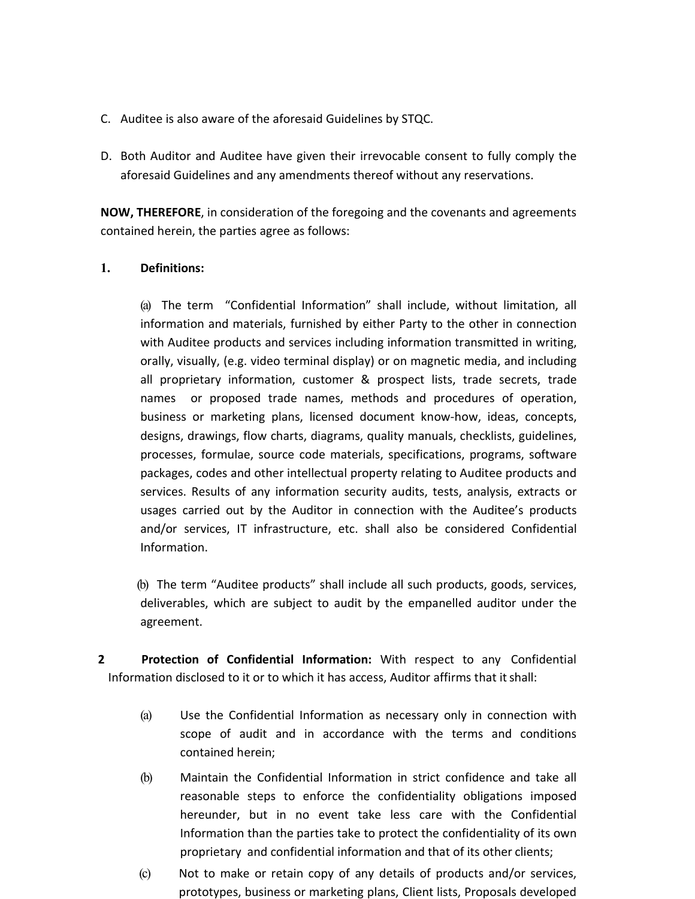C. Auditee is also aware of the aforesaid Guidelines by STQC.

D. Both Auditor and Auditee have given their irrevocable consent to fully comply the aforesaid Guidelines and any amendments thereof without any reservations.

**NOW, THEREFORE**, in consideration of the foregoing and the covenants and agreements contained herein, the parties agree as follows:

**1. Definitions:**

(a) The term "Confidential Information" shall include, without limitation, all information and materials, furnished by either Party to the other in connection with Auditee products and services including information transmitted in writing, orally, visually, (e.g. video terminal display) or on magnetic media, and including all proprietary information, customer & prospect lists, trade secrets, trade names or proposed trade names, methods and procedures of operation, business or marketing plans, licensed document know-how, ideas, concepts, designs, drawings, flow charts, diagrams, quality manuals, checklists, guidelines, processes, formulae, source code materials, specifications, programs, software packages, codes and other intellectual property relating to Auditee products and services. Results of any information security audits, tests, analysis, extracts or usages carried out by the Auditor in connection with the Auditee's products and/or services, IT infrastructure, etc. shall also be considered Confidential Information.

(b) The term "Auditee products" shall include all such products, goods, services, deliverables, which are subject to audit by the empanelled auditor under the agreement.

**2 Protection of Confidential Information:** With respect to any Confidential Information disclosed to it or to which it has access, Auditor affirms that it shall:

(a) Use the Confidential Information as necessary only in connection with scope of audit and in accordance with the terms and conditions contained herein;

(b) Maintain the Confidential Information in strict confidence and take all reasonable steps to enforce the confidentiality obligations imposed hereunder, but in no event take less care with the Confidential Information than the parties take to protect the confidentiality of its own proprietary and confidential information and that of its other clients;

(c) Not to make or retain copy of any details of products and/or services, prototypes, business or marketing plans, Client lists, Proposals developed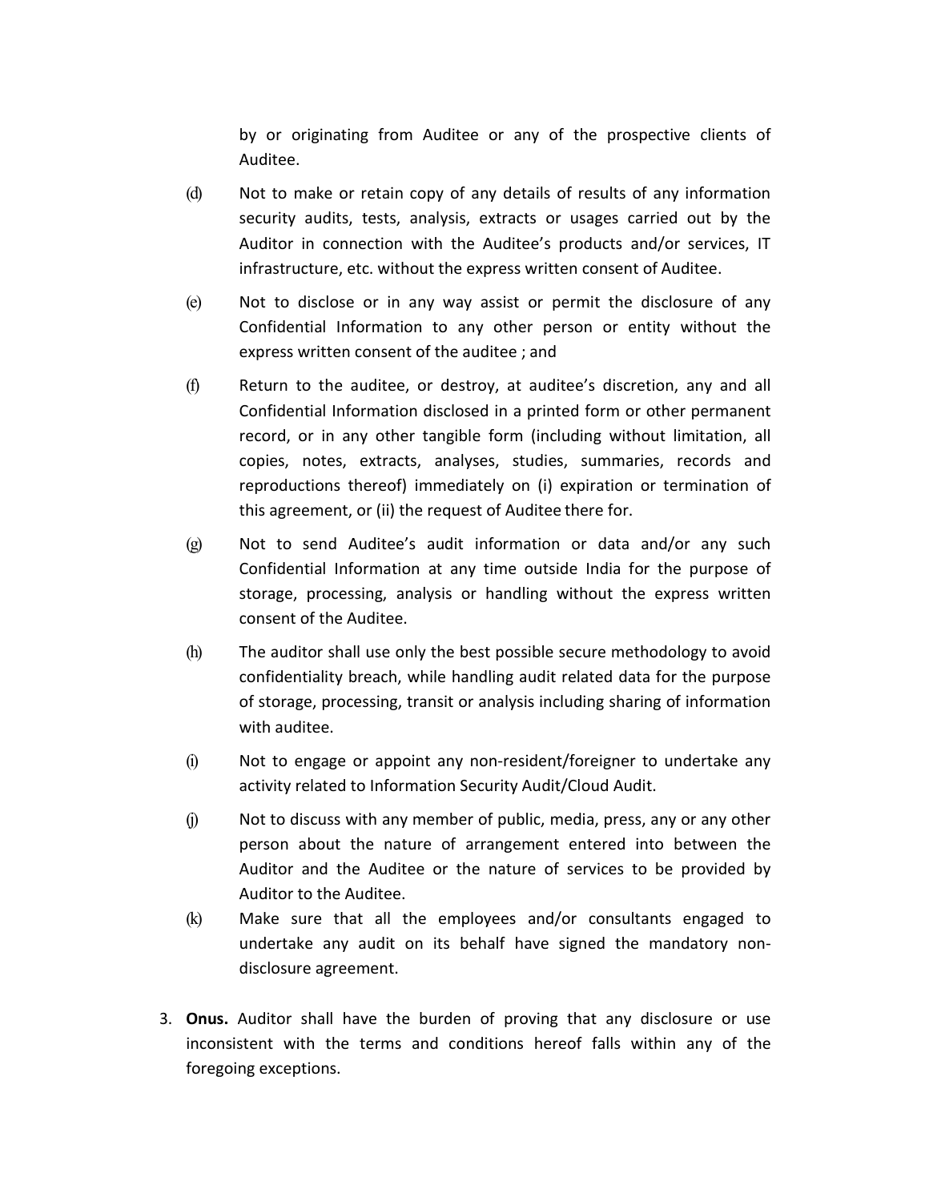by or originating from Auditee or any of the prospective clients of Auditee.

(d) Not to make or retain copy of any details of results of any information security audits, tests, analysis, extracts or usages carried out by the Auditor in connection with the Auditee's products and/or services, IT infrastructure, etc. without the express written consent of Auditee.

(e) Not to disclose or in any way assist or permit the disclosure of any Confidential Information to any other person or entity without the express written consent of the auditee ; and

(f) Return to the auditee, or destroy, at auditee's discretion, any and all Confidential Information disclosed in a printed form or other permanent record, or in any other tangible form (including without limitation, all copies, notes, extracts, analyses, studies, summaries, records and reproductions thereof) immediately on (i) expiration or termination of this agreement, or (ii) the request of Auditee there for.

(g) Not to send Auditee's audit information or data and/or any such Confidential Information at any time outside India for the purpose of storage, processing, analysis or handling without the express written consent of the Auditee.

(h) The auditor shall use only the best possible secure methodology to avoid confidentiality breach, while handling audit related data for the purpose of storage, processing, transit or analysis including sharing of information with auditee.

(i) Not to engage or appoint any non-resident/foreigner to undertake any activity related to Information Security Audit/Cloud Audit.

(j) Not to discuss with any member of public, media, press, any or any other person about the nature of arrangement entered into between the Auditor and the Auditee or the nature of services to be provided by Auditor to the Auditee.

(k) Make sure that all the employees and/or consultants engaged to undertake any audit on its behalf have signed the mandatory non-disclosure agreement.

3. **Onus.** Auditor shall have the burden of proving that any disclosure or use inconsistent with the terms and conditions hereof falls within any of the foregoing exceptions.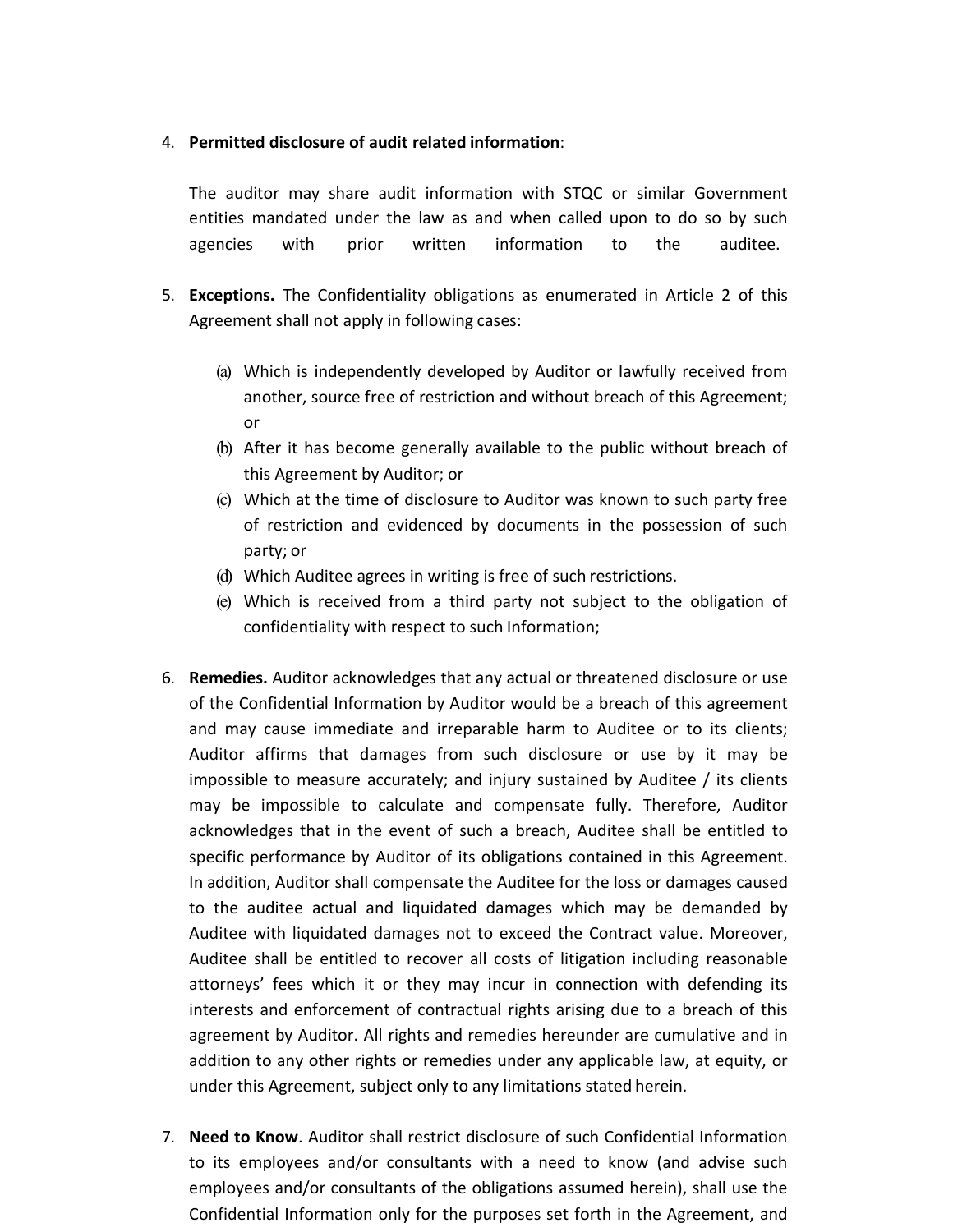4. **Permitted disclosure of audit related information**:

   The auditor may share audit information with STQC or similar Government entities mandated under the law as and when called upon to do so by such agencies with prior written information to the auditee.

5. **Exceptions.** The Confidentiality obligations as enumerated in Article 2 of this Agreement shall not apply in following cases:

   (a) Which is independently developed by Auditor or lawfully received from another, source free of restriction and without breach of this Agreement; or
   (b) After it has become generally available to the public without breach of this Agreement by Auditor; or
   (c) Which at the time of disclosure to Auditor was known to such party free of restriction and evidenced by documents in the possession of such party; or
   (d) Which Auditee agrees in writing is free of such restrictions.
   (e) Which is received from a third party not subject to the obligation of confidentiality with respect to such Information;

6. **Remedies.** Auditor acknowledges that any actual or threatened disclosure or use of the Confidential Information by Auditor would be a breach of this agreement and may cause immediate and irreparable harm to Auditee or to its clients; Auditor affirms that damages from such disclosure or use by it may be impossible to measure accurately; and injury sustained by Auditee / its clients may be impossible to calculate and compensate fully. Therefore, Auditor acknowledges that in the event of such a breach, Auditee shall be entitled to specific performance by Auditor of its obligations contained in this Agreement. In addition, Auditor shall compensate the Auditee for the loss or damages caused to the auditee actual and liquidated damages which may be demanded by Auditee with liquidated damages not to exceed the Contract value. Moreover, Auditee shall be entitled to recover all costs of litigation including reasonable attorneys' fees which it or they may incur in connection with defending its interests and enforcement of contractual rights arising due to a breach of this agreement by Auditor. All rights and remedies hereunder are cumulative and in addition to any other rights or remedies under any applicable law, at equity, or under this Agreement, subject only to any limitations stated herein.

7. **Need to Know**. Auditor shall restrict disclosure of such Confidential Information to its employees and/or consultants with a need to know (and advise such employees and/or consultants of the obligations assumed herein), shall use the Confidential Information only for the purposes set forth in the Agreement, and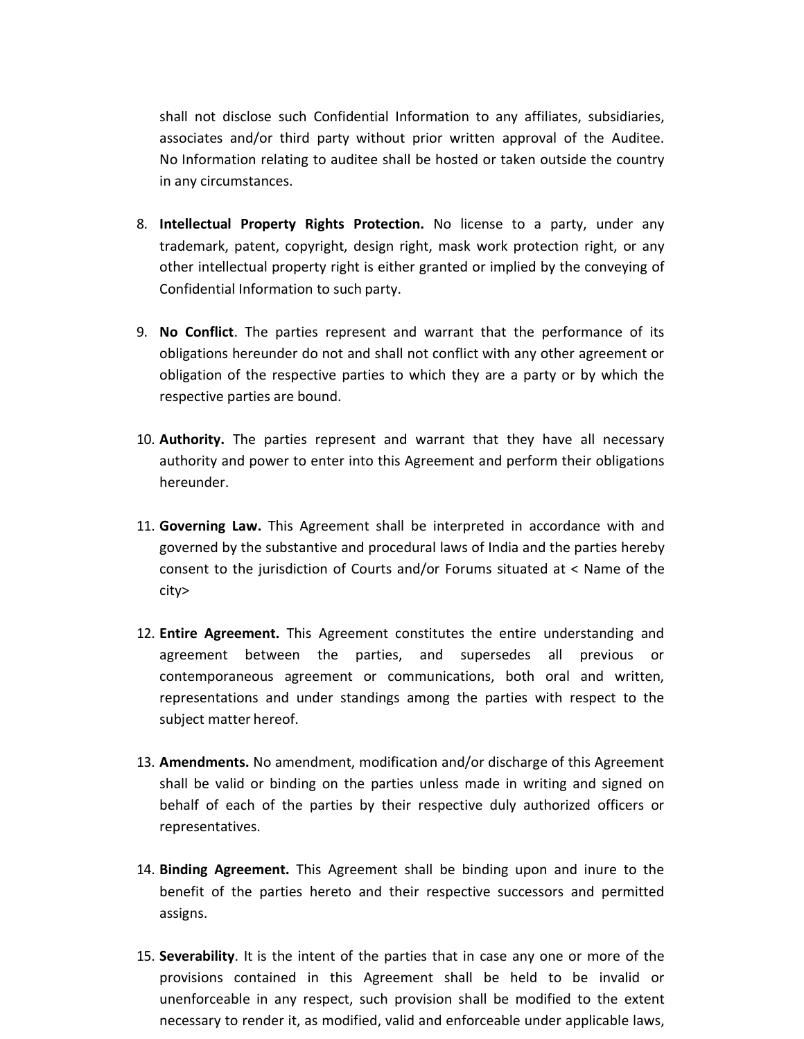shall not disclose such Confidential Information to any affiliates, subsidiaries, associates and/or third party without prior written approval of the Auditee. No Information relating to auditee shall be hosted or taken outside the country in any circumstances.

8. **Intellectual Property Rights Protection.** No license to a party, under any trademark, patent, copyright, design right, mask work protection right, or any other intellectual property right is either granted or implied by the conveying of Confidential Information to such party.

9. **No Conflict**. The parties represent and warrant that the performance of its obligations hereunder do not and shall not conflict with any other agreement or obligation of the respective parties to which they are a party or by which the respective parties are bound.

10. **Authority.** The parties represent and warrant that they have all necessary authority and power to enter into this Agreement and perform their obligations hereunder.

11. **Governing Law.** This Agreement shall be interpreted in accordance with and governed by the substantive and procedural laws of India and the parties hereby consent to the jurisdiction of Courts and/or Forums situated at < Name of the city>

12. **Entire Agreement.** This Agreement constitutes the entire understanding and agreement between the parties, and supersedes all previous or contemporaneous agreement or communications, both oral and written, representations and under standings among the parties with respect to the subject matter hereof.

13. **Amendments.** No amendment, modification and/or discharge of this Agreement shall be valid or binding on the parties unless made in writing and signed on behalf of each of the parties by their respective duly authorized officers or representatives.

14. **Binding Agreement.** This Agreement shall be binding upon and inure to the benefit of the parties hereto and their respective successors and permitted assigns.

15. **Severability**. It is the intent of the parties that in case any one or more of the provisions contained in this Agreement shall be held to be invalid or unenforceable in any respect, such provision shall be modified to the extent necessary to render it, as modified, valid and enforceable under applicable laws,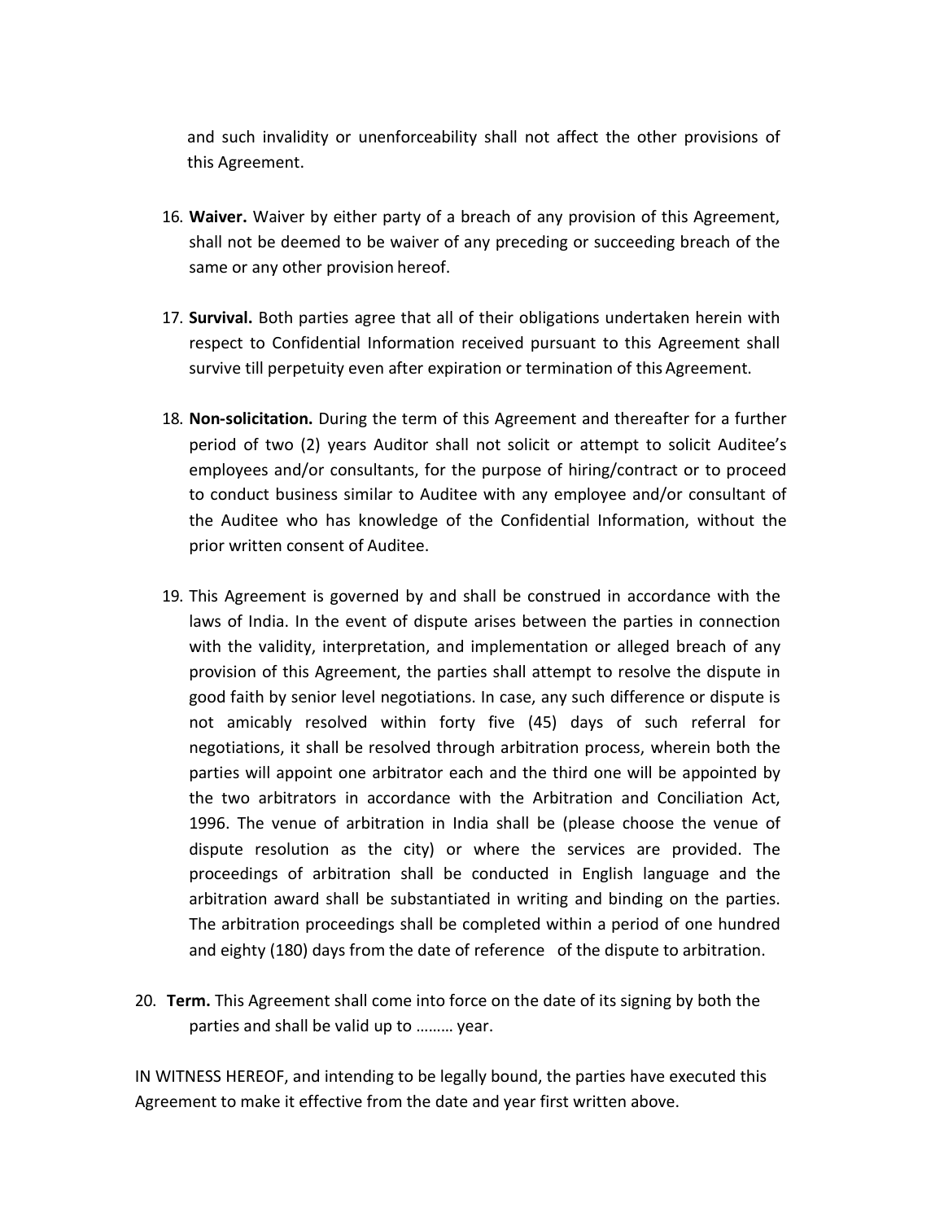and such invalidity or unenforceability shall not affect the other provisions of this Agreement.

16. **Waiver.** Waiver by either party of a breach of any provision of this Agreement, shall not be deemed to be waiver of any preceding or succeeding breach of the same or any other provision hereof.

17. **Survival.** Both parties agree that all of their obligations undertaken herein with respect to Confidential Information received pursuant to this Agreement shall survive till perpetuity even after expiration or termination of this Agreement.

18. **Non-solicitation.** During the term of this Agreement and thereafter for a further period of two (2) years Auditor shall not solicit or attempt to solicit Auditee's employees and/or consultants, for the purpose of hiring/contract or to proceed to conduct business similar to Auditee with any employee and/or consultant of the Auditee who has knowledge of the Confidential Information, without the prior written consent of Auditee.

19. This Agreement is governed by and shall be construed in accordance with the laws of India. In the event of dispute arises between the parties in connection with the validity, interpretation, and implementation or alleged breach of any provision of this Agreement, the parties shall attempt to resolve the dispute in good faith by senior level negotiations. In case, any such difference or dispute is not amicably resolved within forty five (45) days of such referral for negotiations, it shall be resolved through arbitration process, wherein both the parties will appoint one arbitrator each and the third one will be appointed by the two arbitrators in accordance with the Arbitration and Conciliation Act, 1996. The venue of arbitration in India shall be (please choose the venue of dispute resolution as the city) or where the services are provided. The proceedings of arbitration shall be conducted in English language and the arbitration award shall be substantiated in writing and binding on the parties. The arbitration proceedings shall be completed within a period of one hundred and eighty (180) days from the date of reference of the dispute to arbitration.

20. **Term.** This Agreement shall come into force on the date of its signing by both the parties and shall be valid up to ……… year.

IN WITNESS HEREOF, and intending to be legally bound, the parties have executed this Agreement to make it effective from the date and year first written above.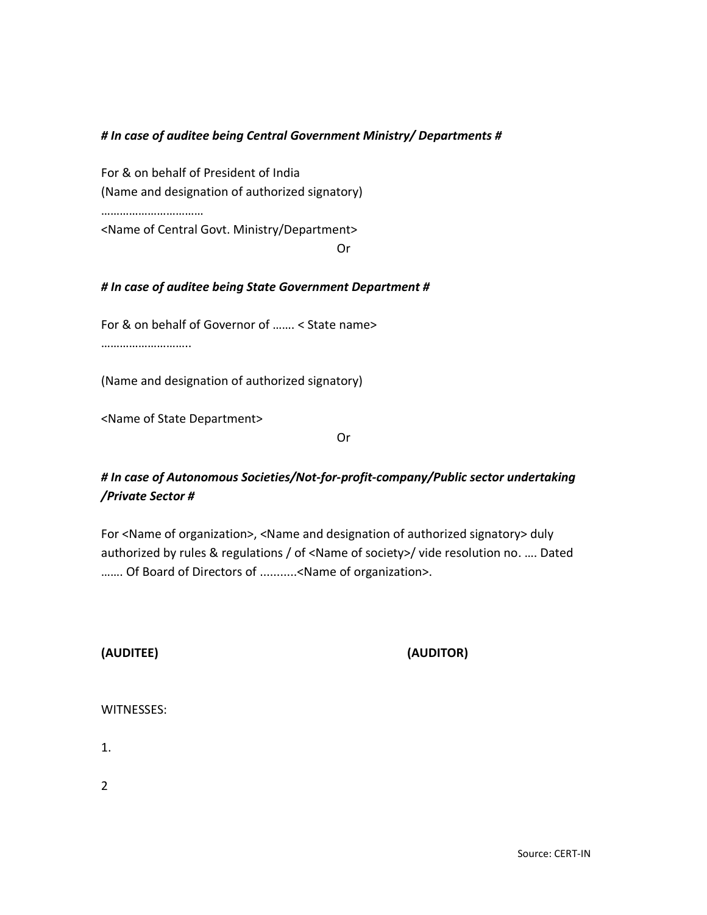***# In case of auditee being Central Government Ministry/ Departments #***

For & on behalf of President of India
(Name and designation of authorized signatory)
……………………………
<Name of Central Govt. Ministry/Department>

Or

***# In case of auditee being State Government Department #***

For & on behalf of Governor of ……. < State name>
………………………..

(Name and designation of authorized signatory)

<Name of State Department>

Or

***# In case of Autonomous Societies/Not-for-profit-company/Public sector undertaking /Private Sector #***

For <Name of organization>, <Name and designation of authorized signatory> duly authorized by rules & regulations / of <Name of society>/ vide resolution no. …. Dated ……. Of Board of Directors of ...........<Name of organization>.

**(AUDITEE)** **(AUDITOR)**

WITNESSES:

1.

2

Source: CERT-IN